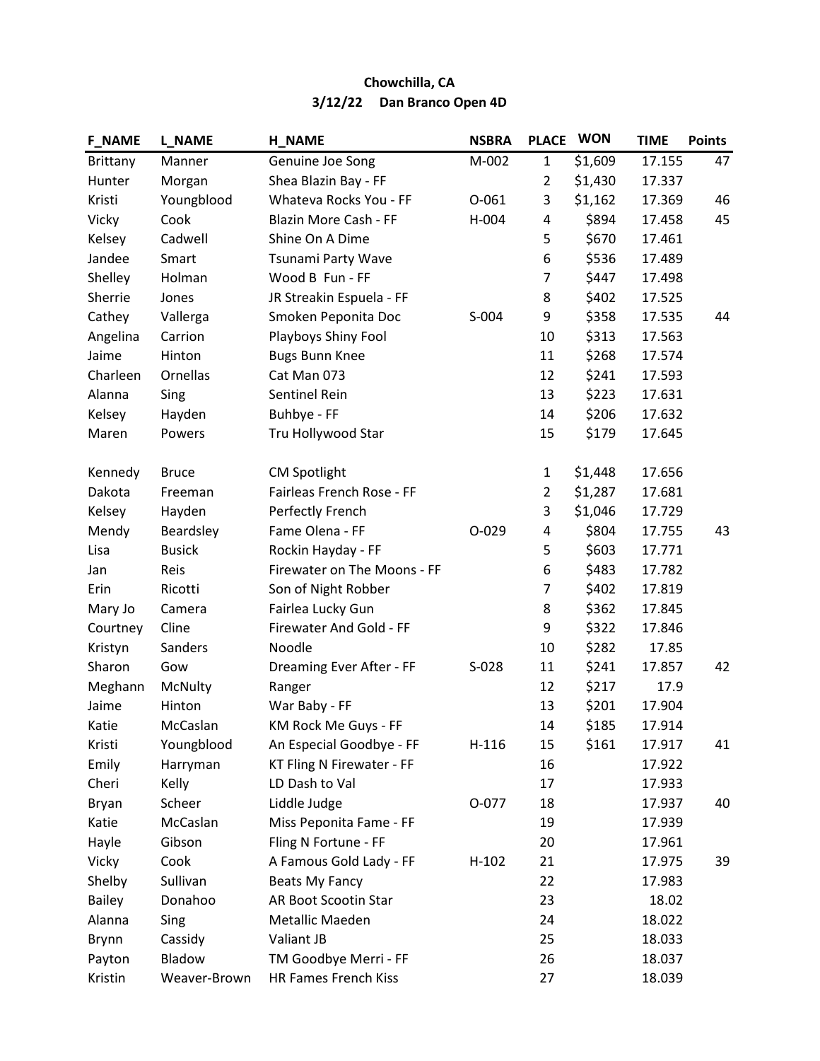**Chowchilla, CA**

**3/12/22 Dan Branco Open 4D**

| F_NAME | L_NAME | H_NAME | NSBRA | PLACE | WON | TIME | Points |
|---|---|---|---|---|---|---|---|
| Brittany | Manner | Genuine Joe Song | M-002 | 1 | $1,609 | 17.155 | 47 |
| Hunter | Morgan | Shea Blazin Bay - FF | | 2 | $1,430 | 17.337 | |
| Kristi | Youngblood | Whateva Rocks You - FF | O-061 | 3 | $1,162 | 17.369 | 46 |
| Vicky | Cook | Blazin More Cash - FF | H-004 | 4 | $894 | 17.458 | 45 |
| Kelsey | Cadwell | Shine On A Dime | | 5 | $670 | 17.461 | |
| Jandee | Smart | Tsunami Party Wave | | 6 | $536 | 17.489 | |
| Shelley | Holman | Wood B Fun - FF | | 7 | $447 | 17.498 | |
| Sherrie | Jones | JR Streakin Espuela - FF | | 8 | $402 | 17.525 | |
| Cathey | Vallerga | Smoken Peponita Doc | S-004 | 9 | $358 | 17.535 | 44 |
| Angelina | Carrion | Playboys Shiny Fool | | 10 | $313 | 17.563 | |
| Jaime | Hinton | Bugs Bunn Knee | | 11 | $268 | 17.574 | |
| Charleen | Ornellas | Cat Man 073 | | 12 | $241 | 17.593 | |
| Alanna | Sing | Sentinel Rein | | 13 | $223 | 17.631 | |
| Kelsey | Hayden | Buhbye - FF | | 14 | $206 | 17.632 | |
| Maren | Powers | Tru Hollywood Star | | 15 | $179 | 17.645 | |
| | | | | | | | |
| Kennedy | Bruce | CM Spotlight | | 1 | $1,448 | 17.656 | |
| Dakota | Freeman | Fairleas French Rose - FF | | 2 | $1,287 | 17.681 | |
| Kelsey | Hayden | Perfectly French | | 3 | $1,046 | 17.729 | |
| Mendy | Beardsley | Fame Olena - FF | O-029 | 4 | $804 | 17.755 | 43 |
| Lisa | Busick | Rockin Hayday - FF | | 5 | $603 | 17.771 | |
| Jan | Reis | Firewater on The Moons - FF | | 6 | $483 | 17.782 | |
| Erin | Ricotti | Son of Night Robber | | 7 | $402 | 17.819 | |
| Mary Jo | Camera | Fairlea Lucky Gun | | 8 | $362 | 17.845 | |
| Courtney | Cline | Firewater And Gold - FF | | 9 | $322 | 17.846 | |
| Kristyn | Sanders | Noodle | | 10 | $282 | 17.85 | |
| Sharon | Gow | Dreaming Ever After - FF | S-028 | 11 | $241 | 17.857 | 42 |
| Meghann | McNulty | Ranger | | 12 | $217 | 17.9 | |
| Jaime | Hinton | War Baby - FF | | 13 | $201 | 17.904 | |
| Katie | McCaslan | KM Rock Me Guys - FF | | 14 | $185 | 17.914 | |
| Kristi | Youngblood | An Especial Goodbye - FF | H-116 | 15 | $161 | 17.917 | 41 |
| Emily | Harryman | KT Fling N Firewater - FF | | 16 | | 17.922 | |
| Cheri | Kelly | LD Dash to Val | | 17 | | 17.933 | |
| Bryan | Scheer | Liddle Judge | O-077 | 18 | | 17.937 | 40 |
| Katie | McCaslan | Miss Peponita Fame - FF | | 19 | | 17.939 | |
| Hayle | Gibson | Fling N Fortune - FF | | 20 | | 17.961 | |
| Vicky | Cook | A Famous Gold Lady - FF | H-102 | 21 | | 17.975 | 39 |
| Shelby | Sullivan | Beats My Fancy | | 22 | | 17.983 | |
| Bailey | Donahoo | AR Boot Scootin Star | | 23 | | 18.02 | |
| Alanna | Sing | Metallic Maeden | | 24 | | 18.022 | |
| Brynn | Cassidy | Valiant JB | | 25 | | 18.033 | |
| Payton | Bladow | TM Goodbye Merri - FF | | 26 | | 18.037 | |
| Kristin | Weaver-Brown | HR Fames French Kiss | | 27 | | 18.039 | |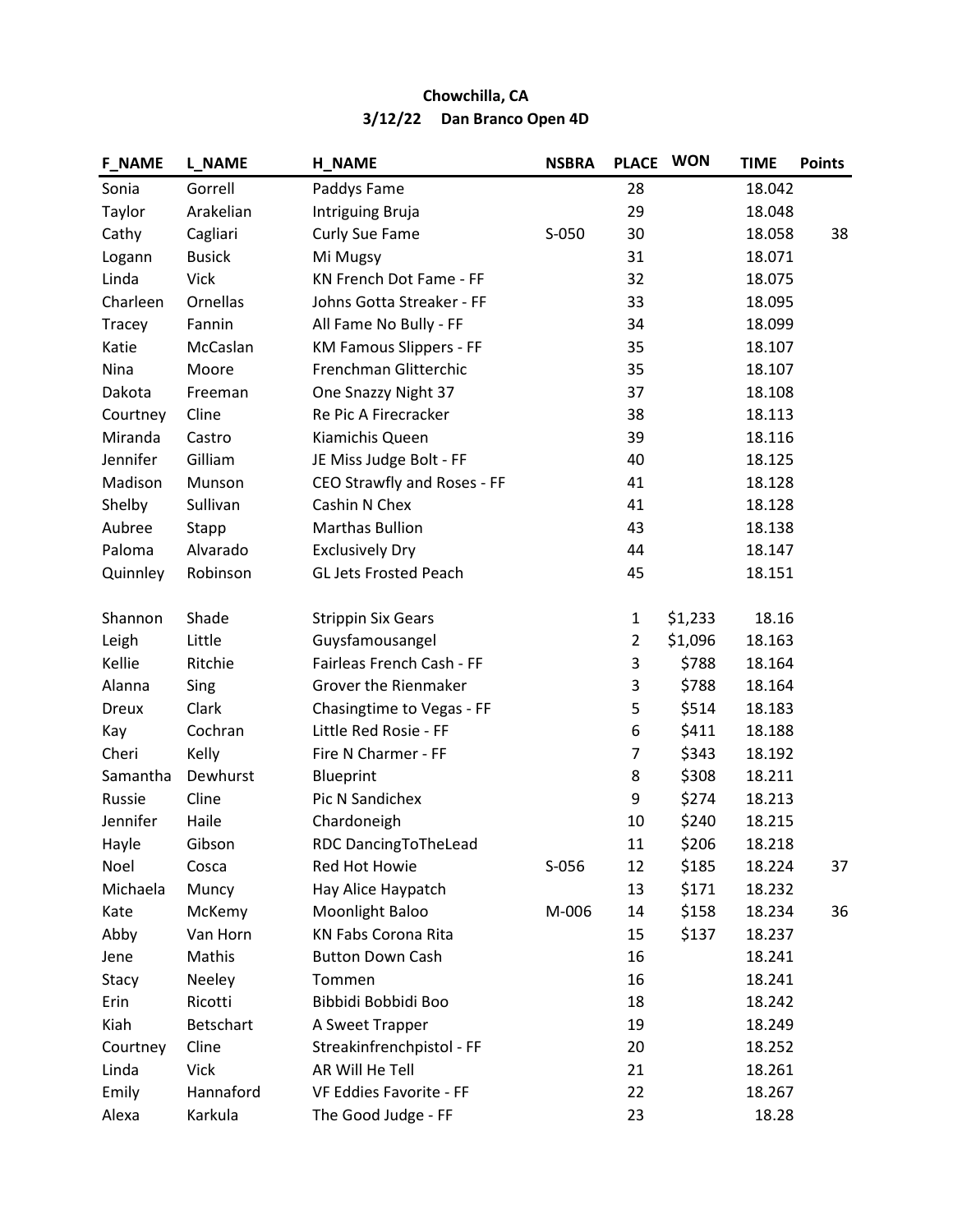**Chowchilla, CA**
**3/12/22 Dan Branco Open 4D**

| F_NAME | L_NAME | H_NAME | NSBRA | PLACE | WON | TIME | Points |
|---|---|---|---|---|---|---|---|
| Sonia | Gorrell | Paddys Fame | | 28 | | 18.042 | |
| Taylor | Arakelian | Intriguing Bruja | | 29 | | 18.048 | |
| Cathy | Cagliari | Curly Sue Fame | S-050 | 30 | | 18.058 | 38 |
| Logann | Busick | Mi Mugsy | | 31 | | 18.071 | |
| Linda | Vick | KN French Dot Fame - FF | | 32 | | 18.075 | |
| Charleen | Ornellas | Johns Gotta Streaker - FF | | 33 | | 18.095 | |
| Tracey | Fannin | All Fame No Bully - FF | | 34 | | 18.099 | |
| Katie | McCaslan | KM Famous Slippers - FF | | 35 | | 18.107 | |
| Nina | Moore | Frenchman Glitterchic | | 35 | | 18.107 | |
| Dakota | Freeman | One Snazzy Night 37 | | 37 | | 18.108 | |
| Courtney | Cline | Re Pic A Firecracker | | 38 | | 18.113 | |
| Miranda | Castro | Kiamichis Queen | | 39 | | 18.116 | |
| Jennifer | Gilliam | JE Miss Judge Bolt - FF | | 40 | | 18.125 | |
| Madison | Munson | CEO Strawfly and Roses - FF | | 41 | | 18.128 | |
| Shelby | Sullivan | Cashin N Chex | | 41 | | 18.128 | |
| Aubree | Stapp | Marthas Bullion | | 43 | | 18.138 | |
| Paloma | Alvarado | Exclusively Dry | | 44 | | 18.147 | |
| Quinnley | Robinson | GL Jets Frosted Peach | | 45 | | 18.151 | |
| | | | | | | | |
| Shannon | Shade | Strippin Six Gears | | 1 | $1,233 | 18.16 | |
| Leigh | Little | Guysfamousangel | | 2 | $1,096 | 18.163 | |
| Kellie | Ritchie | Fairleas French Cash - FF | | 3 | $788 | 18.164 | |
| Alanna | Sing | Grover the Rienmaker | | 3 | $788 | 18.164 | |
| Dreux | Clark | Chasingtime to Vegas - FF | | 5 | $514 | 18.183 | |
| Kay | Cochran | Little Red Rosie - FF | | 6 | $411 | 18.188 | |
| Cheri | Kelly | Fire N Charmer - FF | | 7 | $343 | 18.192 | |
| Samantha | Dewhurst | Blueprint | | 8 | $308 | 18.211 | |
| Russie | Cline | Pic N Sandichex | | 9 | $274 | 18.213 | |
| Jennifer | Haile | Chardoneigh | | 10 | $240 | 18.215 | |
| Hayle | Gibson | RDC DancingToTheLead | | 11 | $206 | 18.218 | |
| Noel | Cosca | Red Hot Howie | S-056 | 12 | $185 | 18.224 | 37 |
| Michaela | Muncy | Hay Alice Haypatch | | 13 | $171 | 18.232 | |
| Kate | McKemy | Moonlight Baloo | M-006 | 14 | $158 | 18.234 | 36 |
| Abby | Van Horn | KN Fabs Corona Rita | | 15 | $137 | 18.237 | |
| Jene | Mathis | Button Down Cash | | 16 | | 18.241 | |
| Stacy | Neeley | Tommen | | 16 | | 18.241 | |
| Erin | Ricotti | Bibbidi Bobbidi Boo | | 18 | | 18.242 | |
| Kiah | Betschart | A Sweet Trapper | | 19 | | 18.249 | |
| Courtney | Cline | Streakinfrenchpistol - FF | | 20 | | 18.252 | |
| Linda | Vick | AR Will He Tell | | 21 | | 18.261 | |
| Emily | Hannaford | VF Eddies Favorite - FF | | 22 | | 18.267 | |
| Alexa | Karkula | The Good Judge - FF | | 23 | | 18.28 | |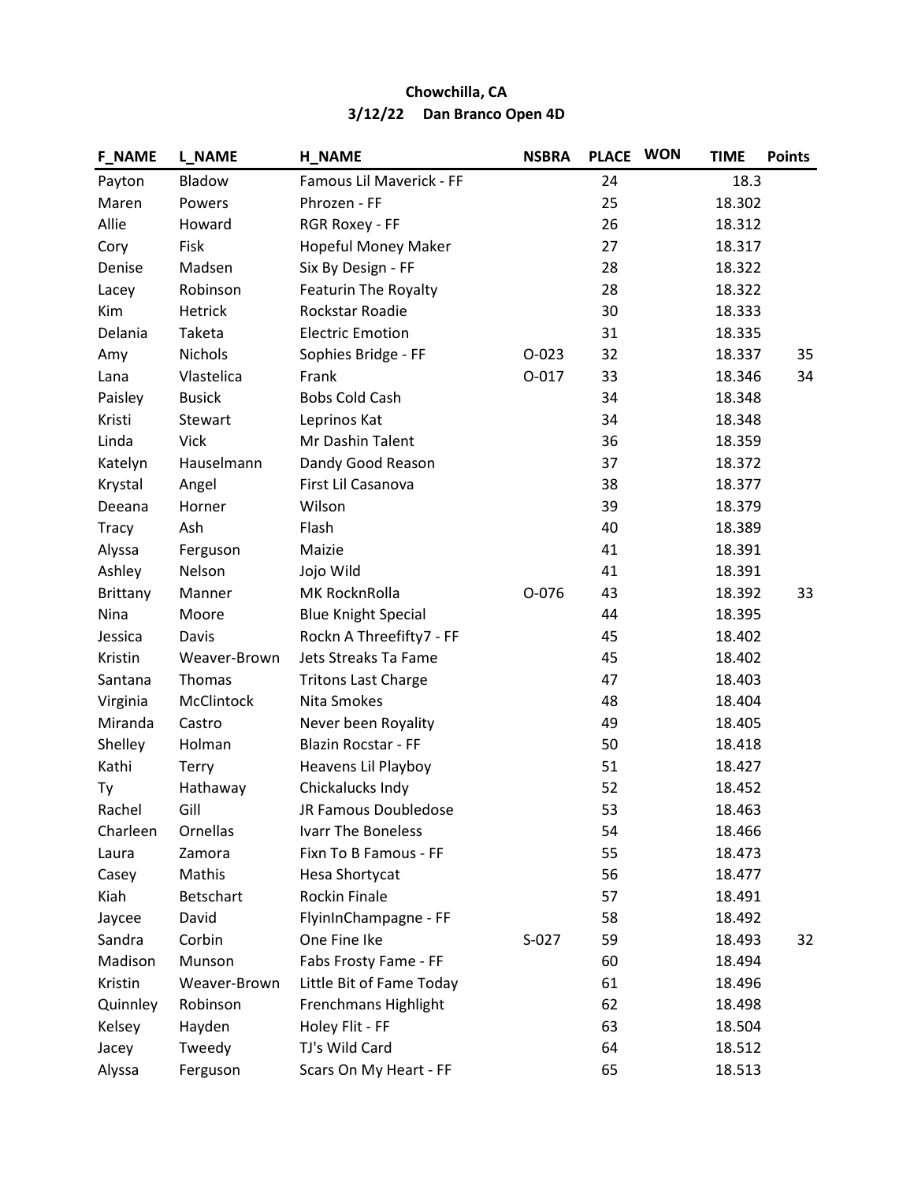**Chowchilla, CA**

**3/12/22 Dan Branco Open 4D**

| F_NAME | L_NAME | H_NAME | NSBRA | PLACE | WON | TIME | Points |
|---|---|---|---|---|---|---|---|
| Payton | Bladow | Famous Lil Maverick - FF | | 24 | | 18.3 | |
| Maren | Powers | Phrozen - FF | | 25 | | 18.302 | |
| Allie | Howard | RGR Roxey - FF | | 26 | | 18.312 | |
| Cory | Fisk | Hopeful Money Maker | | 27 | | 18.317 | |
| Denise | Madsen | Six By Design - FF | | 28 | | 18.322 | |
| Lacey | Robinson | Featurin The Royalty | | 28 | | 18.322 | |
| Kim | Hetrick | Rockstar Roadie | | 30 | | 18.333 | |
| Delania | Taketa | Electric Emotion | | 31 | | 18.335 | |
| Amy | Nichols | Sophies Bridge - FF | O-023 | 32 | | 18.337 | 35 |
| Lana | Vlastelica | Frank | O-017 | 33 | | 18.346 | 34 |
| Paisley | Busick | Bobs Cold Cash | | 34 | | 18.348 | |
| Kristi | Stewart | Leprinos Kat | | 34 | | 18.348 | |
| Linda | Vick | Mr Dashin Talent | | 36 | | 18.359 | |
| Katelyn | Hauselmann | Dandy Good Reason | | 37 | | 18.372 | |
| Krystal | Angel | First Lil Casanova | | 38 | | 18.377 | |
| Deeana | Horner | Wilson | | 39 | | 18.379 | |
| Tracy | Ash | Flash | | 40 | | 18.389 | |
| Alyssa | Ferguson | Maizie | | 41 | | 18.391 | |
| Ashley | Nelson | Jojo Wild | | 41 | | 18.391 | |
| Brittany | Manner | MK RocknRolla | O-076 | 43 | | 18.392 | 33 |
| Nina | Moore | Blue Knight Special | | 44 | | 18.395 | |
| Jessica | Davis | Rockn A Threefifty7 - FF | | 45 | | 18.402 | |
| Kristin | Weaver-Brown | Jets Streaks Ta Fame | | 45 | | 18.402 | |
| Santana | Thomas | Tritons Last Charge | | 47 | | 18.403 | |
| Virginia | McClintock | Nita Smokes | | 48 | | 18.404 | |
| Miranda | Castro | Never been Royality | | 49 | | 18.405 | |
| Shelley | Holman | Blazin Rocstar - FF | | 50 | | 18.418 | |
| Kathi | Terry | Heavens Lil Playboy | | 51 | | 18.427 | |
| Ty | Hathaway | Chickalucks Indy | | 52 | | 18.452 | |
| Rachel | Gill | JR Famous Doubledose | | 53 | | 18.463 | |
| Charleen | Ornellas | Ivarr The Boneless | | 54 | | 18.466 | |
| Laura | Zamora | Fixn To B Famous - FF | | 55 | | 18.473 | |
| Casey | Mathis | Hesa Shortycat | | 56 | | 18.477 | |
| Kiah | Betschart | Rockin Finale | | 57 | | 18.491 | |
| Jaycee | David | FlyinInChampagne - FF | | 58 | | 18.492 | |
| Sandra | Corbin | One Fine Ike | S-027 | 59 | | 18.493 | 32 |
| Madison | Munson | Fabs Frosty Fame - FF | | 60 | | 18.494 | |
| Kristin | Weaver-Brown | Little Bit of Fame Today | | 61 | | 18.496 | |
| Quinnley | Robinson | Frenchmans Highlight | | 62 | | 18.498 | |
| Kelsey | Hayden | Holey Flit - FF | | 63 | | 18.504 | |
| Jacey | Tweedy | TJ's Wild Card | | 64 | | 18.512 | |
| Alyssa | Ferguson | Scars On My Heart - FF | | 65 | | 18.513 | |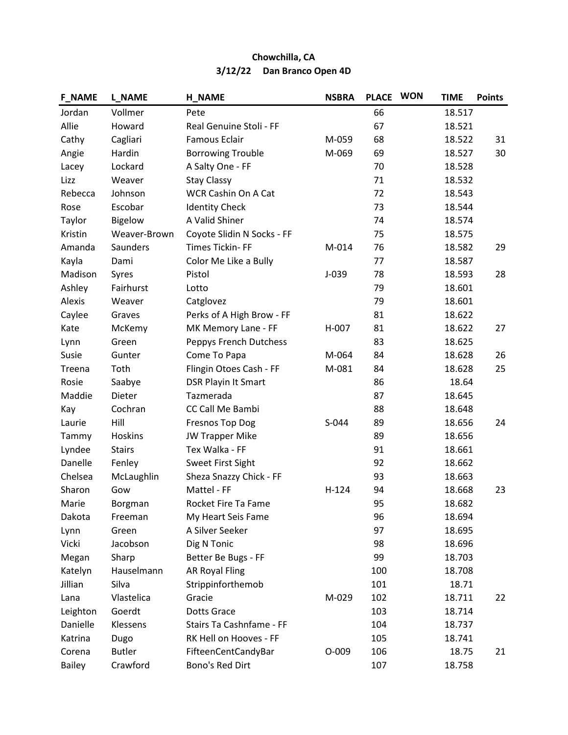**Chowchilla, CA**

**3/12/22 Dan Branco Open 4D**

| F_NAME | L_NAME | H_NAME | NSBRA | PLACE | WON | TIME | Points |
|---|---|---|---|---|---|---|---|
| Jordan | Vollmer | Pete | | 66 | | 18.517 | |
| Allie | Howard | Real Genuine Stoli - FF | | 67 | | 18.521 | |
| Cathy | Cagliari | Famous Eclair | M-059 | 68 | | 18.522 | 31 |
| Angie | Hardin | Borrowing Trouble | M-069 | 69 | | 18.527 | 30 |
| Lacey | Lockard | A Salty One - FF | | 70 | | 18.528 | |
| Lizz | Weaver | Stay Classy | | 71 | | 18.532 | |
| Rebecca | Johnson | WCR Cashin On A Cat | | 72 | | 18.543 | |
| Rose | Escobar | Identity Check | | 73 | | 18.544 | |
| Taylor | Bigelow | A Valid Shiner | | 74 | | 18.574 | |
| Kristin | Weaver-Brown | Coyote Slidin N Socks - FF | | 75 | | 18.575 | |
| Amanda | Saunders | Times Tickin- FF | M-014 | 76 | | 18.582 | 29 |
| Kayla | Dami | Color Me Like a Bully | | 77 | | 18.587 | |
| Madison | Syres | Pistol | J-039 | 78 | | 18.593 | 28 |
| Ashley | Fairhurst | Lotto | | 79 | | 18.601 | |
| Alexis | Weaver | Catglovez | | 79 | | 18.601 | |
| Caylee | Graves | Perks of A High Brow - FF | | 81 | | 18.622 | |
| Kate | McKemy | MK Memory Lane - FF | H-007 | 81 | | 18.622 | 27 |
| Lynn | Green | Peppys French Dutchess | | 83 | | 18.625 | |
| Susie | Gunter | Come To Papa | M-064 | 84 | | 18.628 | 26 |
| Treena | Toth | Flingin Otoes Cash - FF | M-081 | 84 | | 18.628 | 25 |
| Rosie | Saabye | DSR Playin It Smart | | 86 | | 18.64 | |
| Maddie | Dieter | Tazmerada | | 87 | | 18.645 | |
| Kay | Cochran | CC Call Me Bambi | | 88 | | 18.648 | |
| Laurie | Hill | Fresnos Top Dog | S-044 | 89 | | 18.656 | 24 |
| Tammy | Hoskins | JW Trapper Mike | | 89 | | 18.656 | |
| Lyndee | Stairs | Tex Walka - FF | | 91 | | 18.661 | |
| Danelle | Fenley | Sweet First Sight | | 92 | | 18.662 | |
| Chelsea | McLaughlin | Sheza Snazzy Chick - FF | | 93 | | 18.663 | |
| Sharon | Gow | Mattel - FF | H-124 | 94 | | 18.668 | 23 |
| Marie | Borgman | Rocket Fire Ta Fame | | 95 | | 18.682 | |
| Dakota | Freeman | My Heart Seis Fame | | 96 | | 18.694 | |
| Lynn | Green | A Silver Seeker | | 97 | | 18.695 | |
| Vicki | Jacobson | Dig N Tonic | | 98 | | 18.696 | |
| Megan | Sharp | Better Be Bugs - FF | | 99 | | 18.703 | |
| Katelyn | Hauselmann | AR Royal Fling | | 100 | | 18.708 | |
| Jillian | Silva | Strippinforthemob | | 101 | | 18.71 | |
| Lana | Vlastelica | Gracie | M-029 | 102 | | 18.711 | 22 |
| Leighton | Goerdt | Dotts Grace | | 103 | | 18.714 | |
| Danielle | Klessens | Stairs Ta Cashnfame - FF | | 104 | | 18.737 | |
| Katrina | Dugo | RK Hell on Hooves - FF | | 105 | | 18.741 | |
| Corena | Butler | FifteenCentCandyBar | O-009 | 106 | | 18.75 | 21 |
| Bailey | Crawford | Bono's Red Dirt | | 107 | | 18.758 | |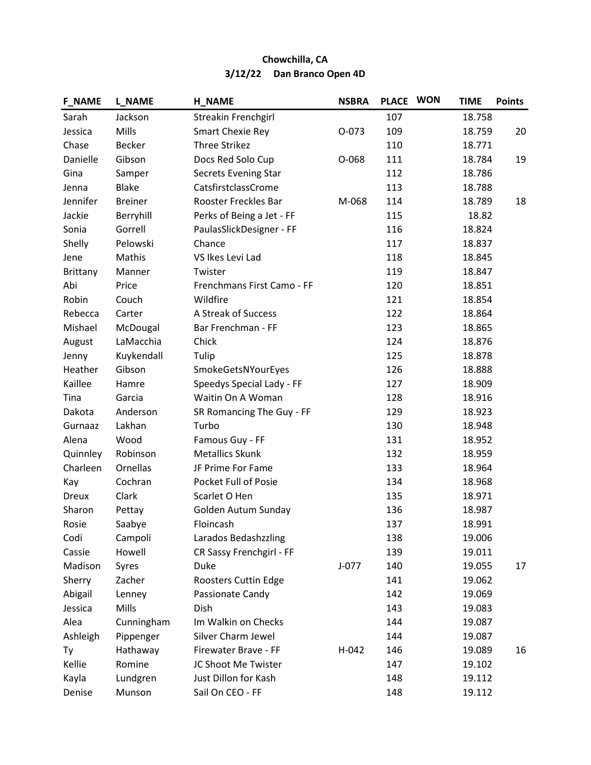**Chowchilla, CA**

**3/12/22 Dan Branco Open 4D**

| F_NAME | L_NAME | H_NAME | NSBRA | PLACE | WON | TIME | Points |
|---|---|---|---|---|---|---|---|
| Sarah | Jackson | Streakin Frenchgirl | | 107 | | 18.758 | |
| Jessica | Mills | Smart Chexie Rey | O-073 | 109 | | 18.759 | 20 |
| Chase | Becker | Three Strikez | | 110 | | 18.771 | |
| Danielle | Gibson | Docs Red Solo Cup | O-068 | 111 | | 18.784 | 19 |
| Gina | Samper | Secrets Evening Star | | 112 | | 18.786 | |
| Jenna | Blake | CatsfirstclassCrome | | 113 | | 18.788 | |
| Jennifer | Breiner | Rooster Freckles Bar | M-068 | 114 | | 18.789 | 18 |
| Jackie | Berryhill | Perks of Being a Jet - FF | | 115 | | 18.82 | |
| Sonia | Gorrell | PaulasSlickDesigner - FF | | 116 | | 18.824 | |
| Shelly | Pelowski | Chance | | 117 | | 18.837 | |
| Jene | Mathis | VS Ikes Levi Lad | | 118 | | 18.845 | |
| Brittany | Manner | Twister | | 119 | | 18.847 | |
| Abi | Price | Frenchmans First Camo - FF | | 120 | | 18.851 | |
| Robin | Couch | Wildfire | | 121 | | 18.854 | |
| Rebecca | Carter | A Streak of Success | | 122 | | 18.864 | |
| Mishael | McDougal | Bar Frenchman - FF | | 123 | | 18.865 | |
| August | LaMacchia | Chick | | 124 | | 18.876 | |
| Jenny | Kuykendall | Tulip | | 125 | | 18.878 | |
| Heather | Gibson | SmokeGetsNYourEyes | | 126 | | 18.888 | |
| Kaillee | Hamre | Speedys Special Lady - FF | | 127 | | 18.909 | |
| Tina | Garcia | Waitin On A Woman | | 128 | | 18.916 | |
| Dakota | Anderson | SR Romancing The Guy - FF | | 129 | | 18.923 | |
| Gurnaaz | Lakhan | Turbo | | 130 | | 18.948 | |
| Alena | Wood | Famous Guy - FF | | 131 | | 18.952 | |
| Quinnley | Robinson | Metallics Skunk | | 132 | | 18.959 | |
| Charleen | Ornellas | JF Prime For Fame | | 133 | | 18.964 | |
| Kay | Cochran | Pocket Full of Posie | | 134 | | 18.968 | |
| Dreux | Clark | Scarlet O Hen | | 135 | | 18.971 | |
| Sharon | Pettay | Golden Autum Sunday | | 136 | | 18.987 | |
| Rosie | Saabye | Floincash | | 137 | | 18.991 | |
| Codi | Campoli | Larados Bedashzzling | | 138 | | 19.006 | |
| Cassie | Howell | CR Sassy Frenchgirl - FF | | 139 | | 19.011 | |
| Madison | Syres | Duke | J-077 | 140 | | 19.055 | 17 |
| Sherry | Zacher | Roosters Cuttin Edge | | 141 | | 19.062 | |
| Abigail | Lenney | Passionate Candy | | 142 | | 19.069 | |
| Jessica | Mills | Dish | | 143 | | 19.083 | |
| Alea | Cunningham | Im Walkin on Checks | | 144 | | 19.087 | |
| Ashleigh | Pippenger | Silver Charm Jewel | | 144 | | 19.087 | |
| Ty | Hathaway | Firewater Brave - FF | H-042 | 146 | | 19.089 | 16 |
| Kellie | Romine | JC Shoot Me Twister | | 147 | | 19.102 | |
| Kayla | Lundgren | Just Dillon for Kash | | 148 | | 19.112 | |
| Denise | Munson | Sail On CEO - FF | | 148 | | 19.112 | |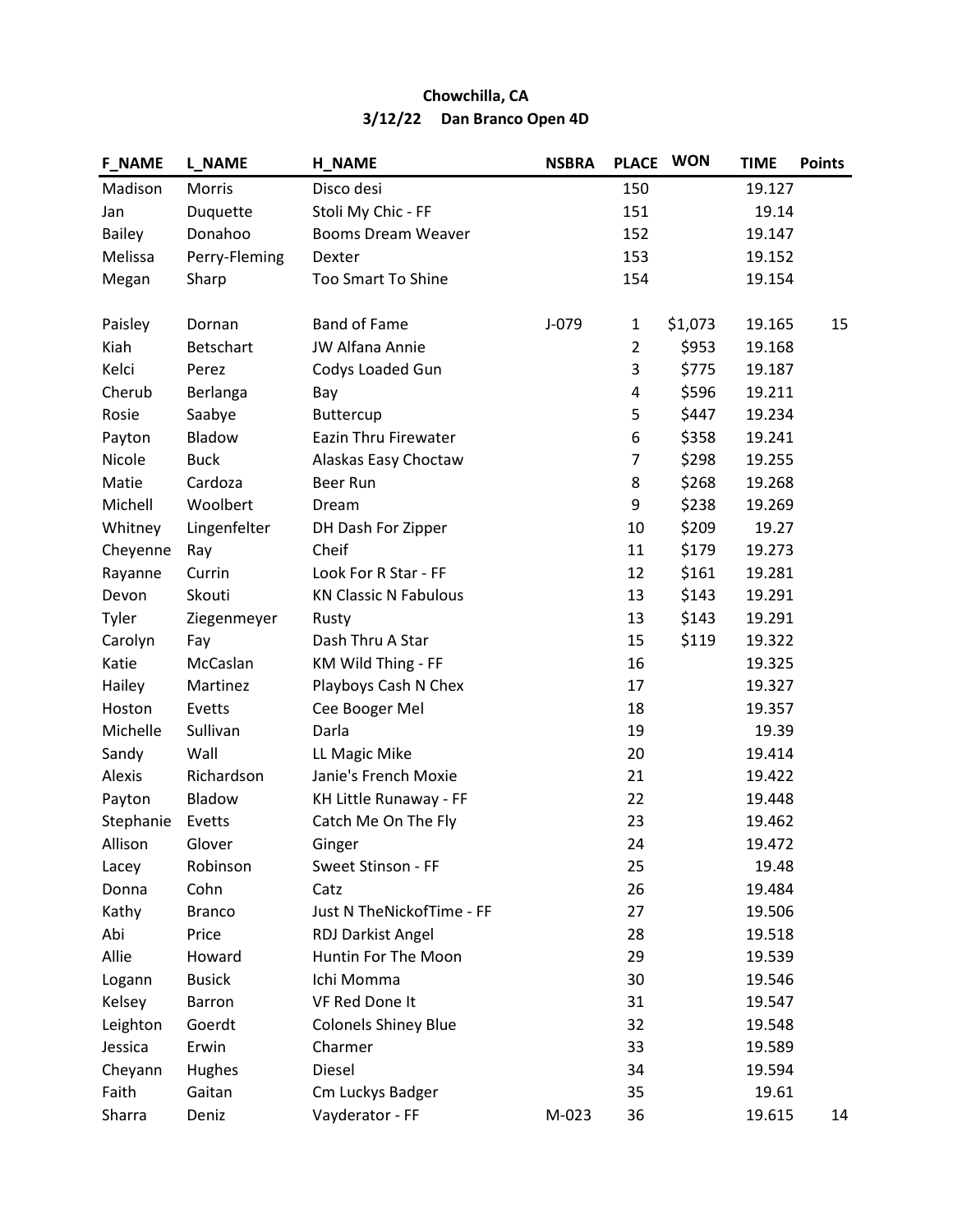**Chowchilla, CA**

**3/12/22 Dan Branco Open 4D**

| F_NAME | L_NAME | H_NAME | NSBRA | PLACE | WON | TIME | Points |
|---|---|---|---|---|---|---|---|
| Madison | Morris | Disco desi | | 150 | | 19.127 | |
| Jan | Duquette | Stoli My Chic - FF | | 151 | | 19.14 | |
| Bailey | Donahoo | Booms Dream Weaver | | 152 | | 19.147 | |
| Melissa | Perry-Fleming | Dexter | | 153 | | 19.152 | |
| Megan | Sharp | Too Smart To Shine | | 154 | | 19.154 | |
| | | | | | | | |
| Paisley | Dornan | Band of Fame | J-079 | 1 | $1,073 | 19.165 | 15 |
| Kiah | Betschart | JW Alfana Annie | | 2 | $953 | 19.168 | |
| Kelci | Perez | Codys Loaded Gun | | 3 | $775 | 19.187 | |
| Cherub | Berlanga | Bay | | 4 | $596 | 19.211 | |
| Rosie | Saabye | Buttercup | | 5 | $447 | 19.234 | |
| Payton | Bladow | Eazin Thru Firewater | | 6 | $358 | 19.241 | |
| Nicole | Buck | Alaskas Easy Choctaw | | 7 | $298 | 19.255 | |
| Matie | Cardoza | Beer Run | | 8 | $268 | 19.268 | |
| Michell | Woolbert | Dream | | 9 | $238 | 19.269 | |
| Whitney | Lingenfelter | DH Dash For Zipper | | 10 | $209 | 19.27 | |
| Cheyenne | Ray | Cheif | | 11 | $179 | 19.273 | |
| Rayanne | Currin | Look For R Star - FF | | 12 | $161 | 19.281 | |
| Devon | Skouti | KN Classic N Fabulous | | 13 | $143 | 19.291 | |
| Tyler | Ziegenmeyer | Rusty | | 13 | $143 | 19.291 | |
| Carolyn | Fay | Dash Thru A Star | | 15 | $119 | 19.322 | |
| Katie | McCaslan | KM Wild Thing - FF | | 16 | | 19.325 | |
| Hailey | Martinez | Playboys Cash N Chex | | 17 | | 19.327 | |
| Hoston | Evetts | Cee Booger Mel | | 18 | | 19.357 | |
| Michelle | Sullivan | Darla | | 19 | | 19.39 | |
| Sandy | Wall | LL Magic Mike | | 20 | | 19.414 | |
| Alexis | Richardson | Janie's French Moxie | | 21 | | 19.422 | |
| Payton | Bladow | KH Little Runaway - FF | | 22 | | 19.448 | |
| Stephanie | Evetts | Catch Me On The Fly | | 23 | | 19.462 | |
| Allison | Glover | Ginger | | 24 | | 19.472 | |
| Lacey | Robinson | Sweet Stinson - FF | | 25 | | 19.48 | |
| Donna | Cohn | Catz | | 26 | | 19.484 | |
| Kathy | Branco | Just N TheNickofTime - FF | | 27 | | 19.506 | |
| Abi | Price | RDJ Darkist Angel | | 28 | | 19.518 | |
| Allie | Howard | Huntin For The Moon | | 29 | | 19.539 | |
| Logann | Busick | Ichi Momma | | 30 | | 19.546 | |
| Kelsey | Barron | VF Red Done It | | 31 | | 19.547 | |
| Leighton | Goerdt | Colonels Shiney Blue | | 32 | | 19.548 | |
| Jessica | Erwin | Charmer | | 33 | | 19.589 | |
| Cheyann | Hughes | Diesel | | 34 | | 19.594 | |
| Faith | Gaitan | Cm Luckys Badger | | 35 | | 19.61 | |
| Sharra | Deniz | Vayderator - FF | M-023 | 36 | | 19.615 | 14 |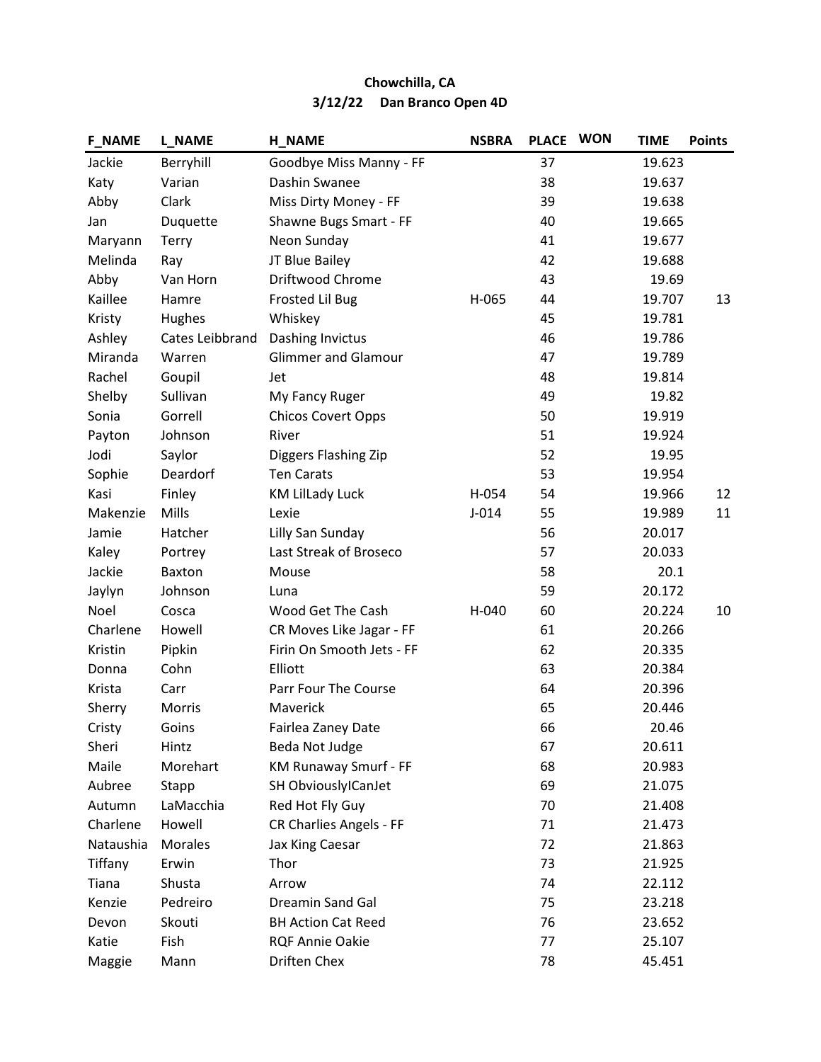**Chowchilla, CA**

**3/12/22 Dan Branco Open 4D**

| F_NAME | L_NAME | H_NAME | NSBRA | PLACE | WON | TIME | Points |
|---|---|---|---|---|---|---|---|
| Jackie | Berryhill | Goodbye Miss Manny - FF | | 37 | | 19.623 | |
| Katy | Varian | Dashin Swanee | | 38 | | 19.637 | |
| Abby | Clark | Miss Dirty Money - FF | | 39 | | 19.638 | |
| Jan | Duquette | Shawne Bugs Smart - FF | | 40 | | 19.665 | |
| Maryann | Terry | Neon Sunday | | 41 | | 19.677 | |
| Melinda | Ray | JT Blue Bailey | | 42 | | 19.688 | |
| Abby | Van Horn | Driftwood Chrome | | 43 | | 19.69 | |
| Kaillee | Hamre | Frosted Lil Bug | H-065 | 44 | | 19.707 | 13 |
| Kristy | Hughes | Whiskey | | 45 | | 19.781 | |
| Ashley | Cates Leibbrand | Dashing Invictus | | 46 | | 19.786 | |
| Miranda | Warren | Glimmer and Glamour | | 47 | | 19.789 | |
| Rachel | Goupil | Jet | | 48 | | 19.814 | |
| Shelby | Sullivan | My Fancy Ruger | | 49 | | 19.82 | |
| Sonia | Gorrell | Chicos Covert Opps | | 50 | | 19.919 | |
| Payton | Johnson | River | | 51 | | 19.924 | |
| Jodi | Saylor | Diggers Flashing Zip | | 52 | | 19.95 | |
| Sophie | Deardorf | Ten Carats | | 53 | | 19.954 | |
| Kasi | Finley | KM LilLady Luck | H-054 | 54 | | 19.966 | 12 |
| Makenzie | Mills | Lexie | J-014 | 55 | | 19.989 | 11 |
| Jamie | Hatcher | Lilly San Sunday | | 56 | | 20.017 | |
| Kaley | Portrey | Last Streak of Broseco | | 57 | | 20.033 | |
| Jackie | Baxton | Mouse | | 58 | | 20.1 | |
| Jaylyn | Johnson | Luna | | 59 | | 20.172 | |
| Noel | Cosca | Wood Get The Cash | H-040 | 60 | | 20.224 | 10 |
| Charlene | Howell | CR Moves Like Jagar - FF | | 61 | | 20.266 | |
| Kristin | Pipkin | Firin On Smooth Jets - FF | | 62 | | 20.335 | |
| Donna | Cohn | Elliott | | 63 | | 20.384 | |
| Krista | Carr | Parr Four The Course | | 64 | | 20.396 | |
| Sherry | Morris | Maverick | | 65 | | 20.446 | |
| Cristy | Goins | Fairlea Zaney Date | | 66 | | 20.46 | |
| Sheri | Hintz | Beda Not Judge | | 67 | | 20.611 | |
| Maile | Morehart | KM Runaway Smurf - FF | | 68 | | 20.983 | |
| Aubree | Stapp | SH ObviouslyICanJet | | 69 | | 21.075 | |
| Autumn | LaMacchia | Red Hot Fly Guy | | 70 | | 21.408 | |
| Charlene | Howell | CR Charlies Angels - FF | | 71 | | 21.473 | |
| Nataushia | Morales | Jax King Caesar | | 72 | | 21.863 | |
| Tiffany | Erwin | Thor | | 73 | | 21.925 | |
| Tiana | Shusta | Arrow | | 74 | | 22.112 | |
| Kenzie | Pedreiro | Dreamin Sand Gal | | 75 | | 23.218 | |
| Devon | Skouti | BH Action Cat Reed | | 76 | | 23.652 | |
| Katie | Fish | RQF Annie Oakie | | 77 | | 25.107 | |
| Maggie | Mann | Driften Chex | | 78 | | 45.451 | |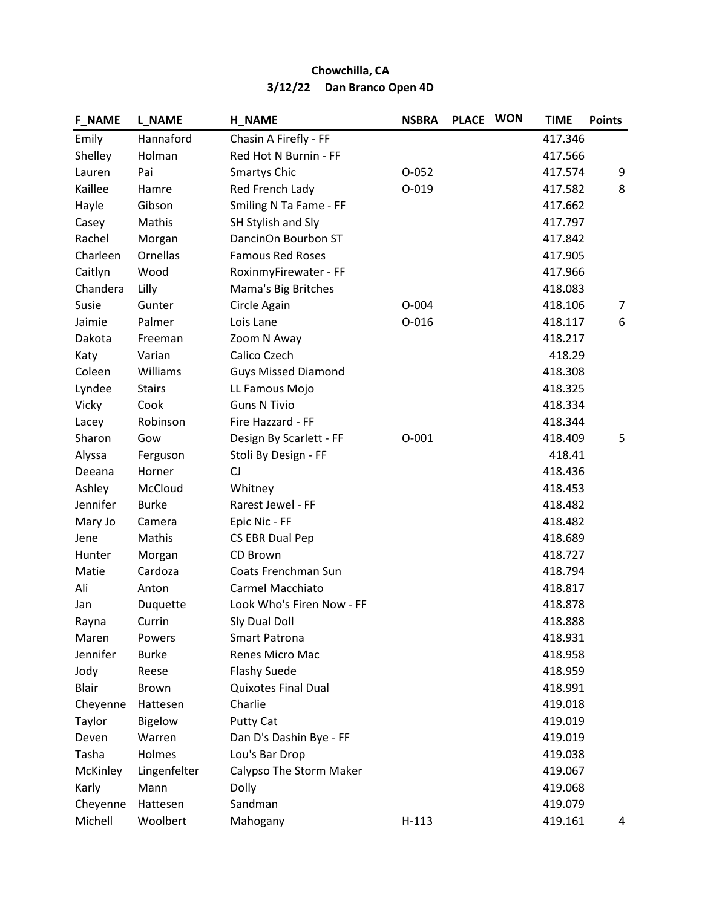**Chowchilla, CA**
**3/12/22 Dan Branco Open 4D**

| F_NAME | L_NAME | H_NAME | NSBRA | PLACE | WON | TIME | Points |
|---|---|---|---|---|---|---|---|
| Emily | Hannaford | Chasin A Firefly - FF | | | | 417.346 | |
| Shelley | Holman | Red Hot N Burnin - FF | | | | 417.566 | |
| Lauren | Pai | Smartys Chic | O-052 | | | 417.574 | 9 |
| Kaillee | Hamre | Red French Lady | O-019 | | | 417.582 | 8 |
| Hayle | Gibson | Smiling N Ta Fame - FF | | | | 417.662 | |
| Casey | Mathis | SH Stylish and Sly | | | | 417.797 | |
| Rachel | Morgan | DancinOn Bourbon ST | | | | 417.842 | |
| Charleen | Ornellas | Famous Red Roses | | | | 417.905 | |
| Caitlyn | Wood | RoxinmyFirewater - FF | | | | 417.966 | |
| Chandera | Lilly | Mama's Big Britches | | | | 418.083 | |
| Susie | Gunter | Circle Again | O-004 | | | 418.106 | 7 |
| Jaimie | Palmer | Lois Lane | O-016 | | | 418.117 | 6 |
| Dakota | Freeman | Zoom N Away | | | | 418.217 | |
| Katy | Varian | Calico Czech | | | | 418.29 | |
| Coleen | Williams | Guys Missed Diamond | | | | 418.308 | |
| Lyndee | Stairs | LL Famous Mojo | | | | 418.325 | |
| Vicky | Cook | Guns N Tivio | | | | 418.334 | |
| Lacey | Robinson | Fire Hazzard - FF | | | | 418.344 | |
| Sharon | Gow | Design By Scarlett - FF | O-001 | | | 418.409 | 5 |
| Alyssa | Ferguson | Stoli By Design - FF | | | | 418.41 | |
| Deeana | Horner | CJ | | | | 418.436 | |
| Ashley | McCloud | Whitney | | | | 418.453 | |
| Jennifer | Burke | Rarest Jewel - FF | | | | 418.482 | |
| Mary Jo | Camera | Epic Nic - FF | | | | 418.482 | |
| Jene | Mathis | CS EBR Dual Pep | | | | 418.689 | |
| Hunter | Morgan | CD Brown | | | | 418.727 | |
| Matie | Cardoza | Coats Frenchman Sun | | | | 418.794 | |
| Ali | Anton | Carmel Macchiato | | | | 418.817 | |
| Jan | Duquette | Look Who's Firen Now - FF | | | | 418.878 | |
| Rayna | Currin | Sly Dual Doll | | | | 418.888 | |
| Maren | Powers | Smart Patrona | | | | 418.931 | |
| Jennifer | Burke | Renes Micro Mac | | | | 418.958 | |
| Jody | Reese | Flashy Suede | | | | 418.959 | |
| Blair | Brown | Quixotes Final Dual | | | | 418.991 | |
| Cheyenne | Hattesen | Charlie | | | | 419.018 | |
| Taylor | Bigelow | Putty Cat | | | | 419.019 | |
| Deven | Warren | Dan D's Dashin Bye - FF | | | | 419.019 | |
| Tasha | Holmes | Lou's Bar Drop | | | | 419.038 | |
| McKinley | Lingenfelter | Calypso The Storm Maker | | | | 419.067 | |
| Karly | Mann | Dolly | | | | 419.068 | |
| Cheyenne | Hattesen | Sandman | | | | 419.079 | |
| Michell | Woolbert | Mahogany | H-113 | | | 419.161 | 4 |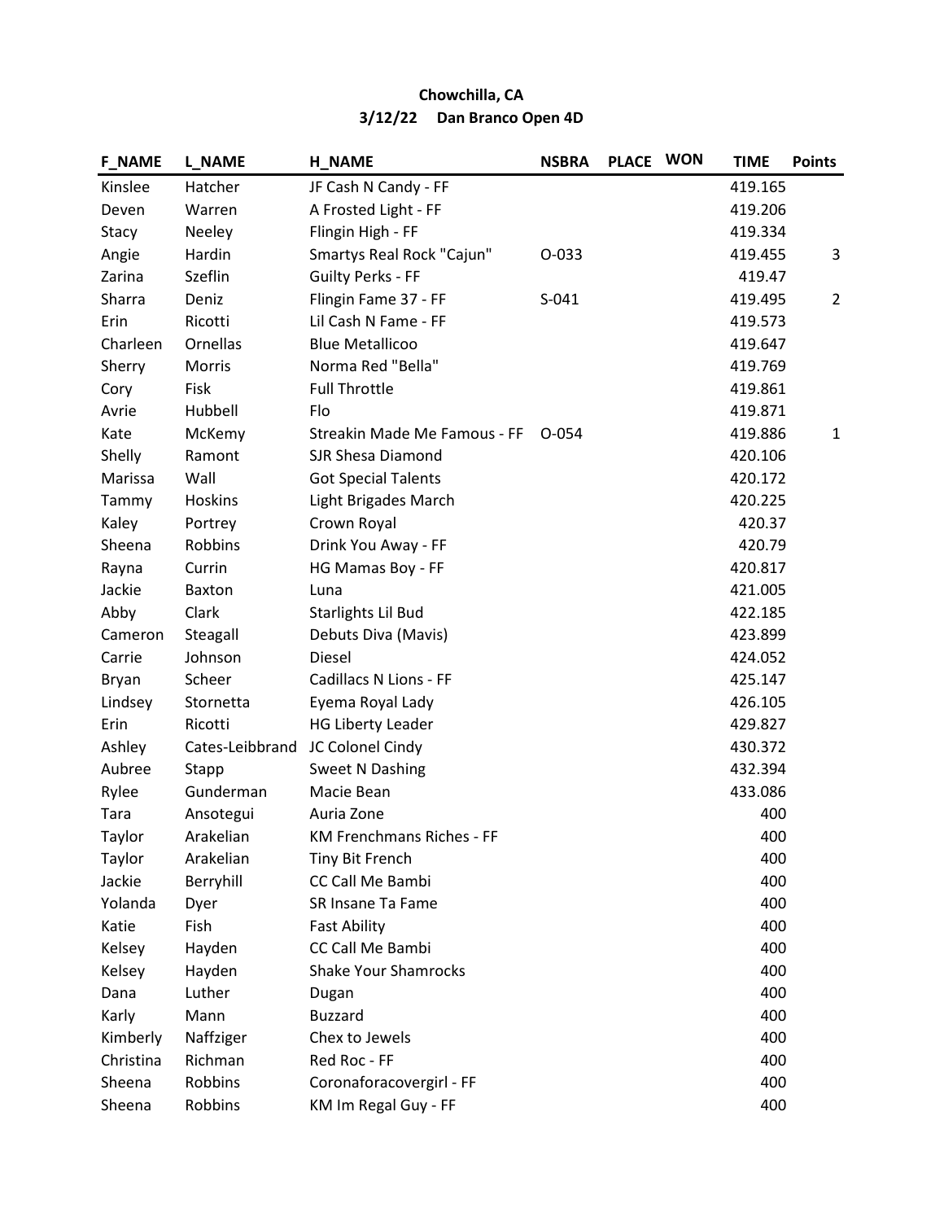**Chowchilla, CA**

**3/12/22 Dan Branco Open 4D**

| F_NAME | L_NAME | H_NAME | NSBRA | PLACE | WON | TIME | Points |
|---|---|---|---|---|---|---|---|
| Kinslee | Hatcher | JF Cash N Candy - FF | | | | 419.165 | |
| Deven | Warren | A Frosted Light - FF | | | | 419.206 | |
| Stacy | Neeley | Flingin High - FF | | | | 419.334 | |
| Angie | Hardin | Smartys Real Rock "Cajun" | O-033 | | | 419.455 | 3 |
| Zarina | Szeflin | Guilty Perks - FF | | | | 419.47 | |
| Sharra | Deniz | Flingin Fame 37 - FF | S-041 | | | 419.495 | 2 |
| Erin | Ricotti | Lil Cash N Fame - FF | | | | 419.573 | |
| Charleen | Ornellas | Blue Metallicoo | | | | 419.647 | |
| Sherry | Morris | Norma Red "Bella" | | | | 419.769 | |
| Cory | Fisk | Full Throttle | | | | 419.861 | |
| Avrie | Hubbell | Flo | | | | 419.871 | |
| Kate | McKemy | Streakin Made Me Famous - FF | O-054 | | | 419.886 | 1 |
| Shelly | Ramont | SJR Shesa Diamond | | | | 420.106 | |
| Marissa | Wall | Got Special Talents | | | | 420.172 | |
| Tammy | Hoskins | Light Brigades March | | | | 420.225 | |
| Kaley | Portrey | Crown Royal | | | | 420.37 | |
| Sheena | Robbins | Drink You Away - FF | | | | 420.79 | |
| Rayna | Currin | HG Mamas Boy - FF | | | | 420.817 | |
| Jackie | Baxton | Luna | | | | 421.005 | |
| Abby | Clark | Starlights Lil Bud | | | | 422.185 | |
| Cameron | Steagall | Debuts Diva (Mavis) | | | | 423.899 | |
| Carrie | Johnson | Diesel | | | | 424.052 | |
| Bryan | Scheer | Cadillacs N Lions - FF | | | | 425.147 | |
| Lindsey | Stornetta | Eyema Royal Lady | | | | 426.105 | |
| Erin | Ricotti | HG Liberty Leader | | | | 429.827 | |
| Ashley | Cates-Leibbrand | JC Colonel Cindy | | | | 430.372 | |
| Aubree | Stapp | Sweet N Dashing | | | | 432.394 | |
| Rylee | Gunderman | Macie Bean | | | | 433.086 | |
| Tara | Ansotegui | Auria Zone | | | | 400 | |
| Taylor | Arakelian | KM Frenchmans Riches - FF | | | | 400 | |
| Taylor | Arakelian | Tiny Bit French | | | | 400 | |
| Jackie | Berryhill | CC Call Me Bambi | | | | 400 | |
| Yolanda | Dyer | SR Insane Ta Fame | | | | 400 | |
| Katie | Fish | Fast Ability | | | | 400 | |
| Kelsey | Hayden | CC Call Me Bambi | | | | 400 | |
| Kelsey | Hayden | Shake Your Shamrocks | | | | 400 | |
| Dana | Luther | Dugan | | | | 400 | |
| Karly | Mann | Buzzard | | | | 400 | |
| Kimberly | Naffziger | Chex to Jewels | | | | 400 | |
| Christina | Richman | Red Roc - FF | | | | 400 | |
| Sheena | Robbins | Coronaforacovergirl - FF | | | | 400 | |
| Sheena | Robbins | KM Im Regal Guy - FF | | | | 400 | |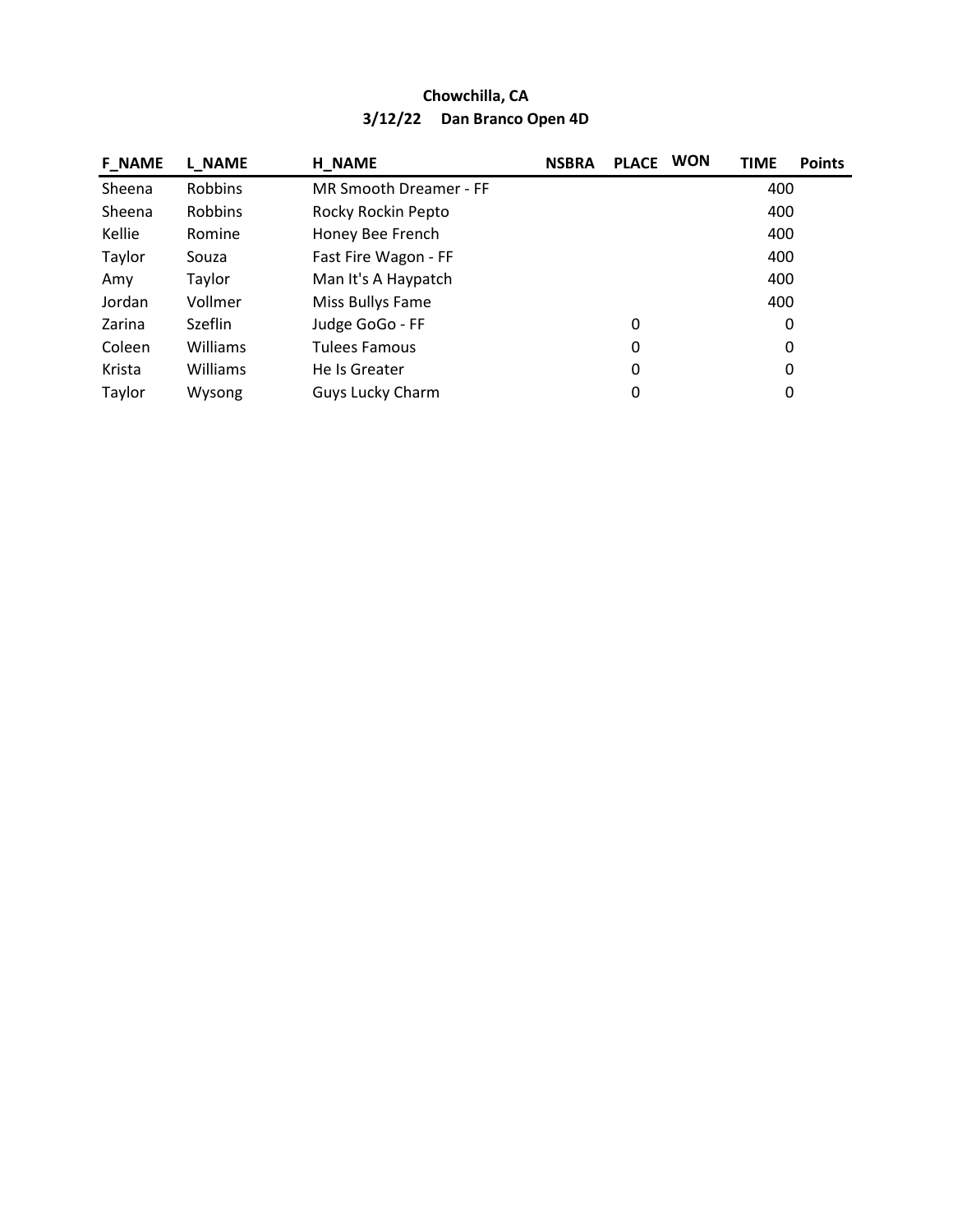**Chowchilla, CA**
**3/12/22 Dan Branco Open 4D**

| F_NAME | L_NAME | H_NAME | NSBRA | PLACE | WON | TIME | Points |
|---|---|---|---|---|---|---|---|
| Sheena | Robbins | MR Smooth Dreamer - FF | | | | 400 | |
| Sheena | Robbins | Rocky Rockin Pepto | | | | 400 | |
| Kellie | Romine | Honey Bee French | | | | 400 | |
| Taylor | Souza | Fast Fire Wagon - FF | | | | 400 | |
| Amy | Taylor | Man It's A Haypatch | | | | 400 | |
| Jordan | Vollmer | Miss Bullys Fame | | | | 400 | |
| Zarina | Szeflin | Judge GoGo - FF | | 0 | | 0 | |
| Coleen | Williams | Tulees Famous | | 0 | | 0 | |
| Krista | Williams | He Is Greater | | 0 | | 0 | |
| Taylor | Wysong | Guys Lucky Charm | | 0 | | 0 | |